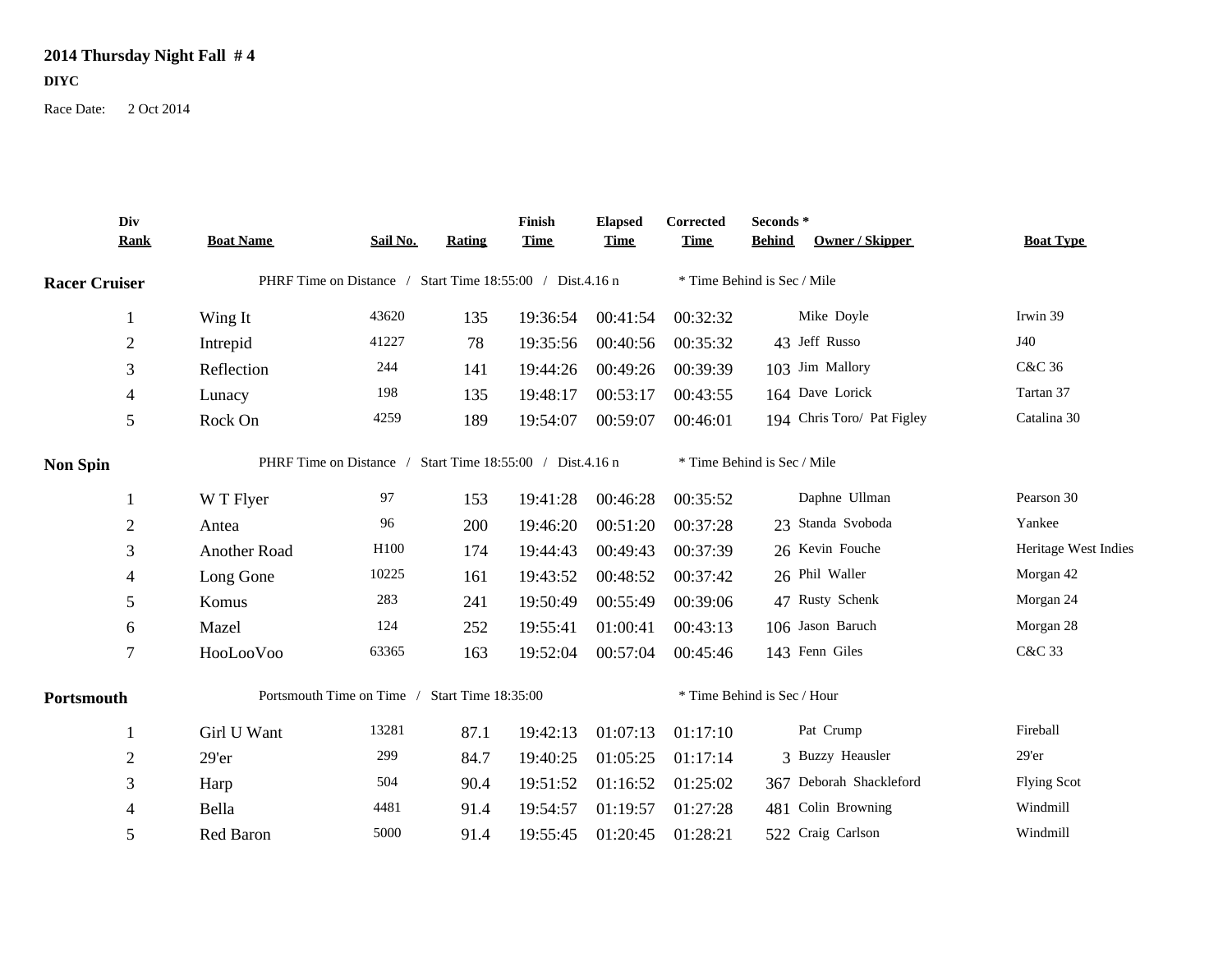# 2014 Thursday Night Fall # 4

**DIYC**

Race Date: 2 Oct 2014

| Div Rank | Boat Name | Sail No. | Rating | Finish Time | Elapsed Time | Corrected Time | Seconds * Behind | Owner / Skipper | Boat Type |
|---|---|---|---|---|---|---|---|---|---|
| **Racer Cruiser** | PHRF Time on Distance / Start Time 18:55:00 / Dist.4.16 n | | | | | * Time Behind is Sec / Mile | | | |
| 1 | Wing It | 43620 | 135 | 19:36:54 | 00:41:54 | 00:32:32 | | Mike Doyle | Irwin 39 |
| 2 | Intrepid | 41227 | 78 | 19:35:56 | 00:40:56 | 00:35:32 | 43 | Jeff Russo | J40 |
| 3 | Reflection | 244 | 141 | 19:44:26 | 00:49:26 | 00:39:39 | 103 | Jim Mallory | C&C 36 |
| 4 | Lunacy | 198 | 135 | 19:48:17 | 00:53:17 | 00:43:55 | 164 | Dave Lorick | Tartan 37 |
| 5 | Rock On | 4259 | 189 | 19:54:07 | 00:59:07 | 00:46:01 | 194 | Chris Toro/ Pat Figley | Catalina 30 |
| **Non Spin** | PHRF Time on Distance / Start Time 18:55:00 / Dist.4.16 n | | | | | * Time Behind is Sec / Mile | | | |
| 1 | W T Flyer | 97 | 153 | 19:41:28 | 00:46:28 | 00:35:52 | | Daphne Ullman | Pearson 30 |
| 2 | Antea | 96 | 200 | 19:46:20 | 00:51:20 | 00:37:28 | 23 | Standa Svoboda | Yankee |
| 3 | Another Road | H100 | 174 | 19:44:43 | 00:49:43 | 00:37:39 | 26 | Kevin Fouche | Heritage West Indies |
| 4 | Long Gone | 10225 | 161 | 19:43:52 | 00:48:52 | 00:37:42 | 26 | Phil Waller | Morgan 42 |
| 5 | Komus | 283 | 241 | 19:50:49 | 00:55:49 | 00:39:06 | 47 | Rusty Schenk | Morgan 24 |
| 6 | Mazel | 124 | 252 | 19:55:41 | 01:00:41 | 00:43:13 | 106 | Jason Baruch | Morgan 28 |
| 7 | HooLooVoo | 63365 | 163 | 19:52:04 | 00:57:04 | 00:45:46 | 143 | Fenn Giles | C&C 33 |
| **Portsmouth** | Portsmouth Time on Time / Start Time 18:35:00 | | | | | * Time Behind is Sec / Hour | | | |
| 1 | Girl U Want | 13281 | 87.1 | 19:42:13 | 01:07:13 | 01:17:10 | | Pat Crump | Fireball |
| 2 | 29'er | 299 | 84.7 | 19:40:25 | 01:05:25 | 01:17:14 | 3 | Buzzy Heausler | 29'er |
| 3 | Harp | 504 | 90.4 | 19:51:52 | 01:16:52 | 01:25:02 | 367 | Deborah Shackleford | Flying Scot |
| 4 | Bella | 4481 | 91.4 | 19:54:57 | 01:19:57 | 01:27:28 | 481 | Colin Browning | Windmill |
| 5 | Red Baron | 5000 | 91.4 | 19:55:45 | 01:20:45 | 01:28:21 | 522 | Craig Carlson | Windmill |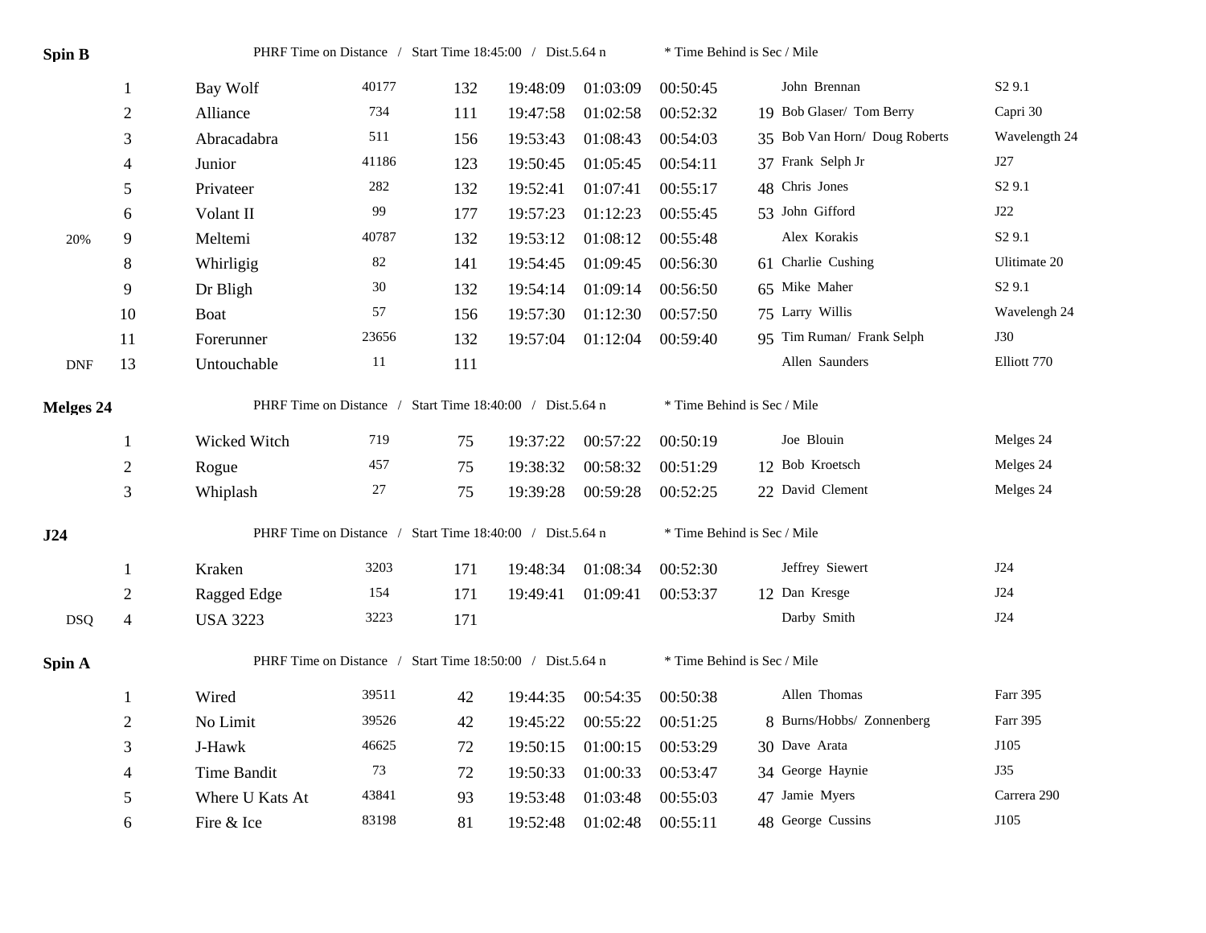**Spin B** PHRF Time on Distance / Start Time 18:45:00 / Dist.5.64 n * Time Behind is Sec / Mile

| | | | | | | | | | | |
|---|---|---|---|---|---|---|---|---|---|---|
| | 1 | Bay Wolf | 40177 | 132 | 19:48:09 | 01:03:09 | 00:50:45 | | John Brennan | S2 9.1 |
| | 2 | Alliance | 734 | 111 | 19:47:58 | 01:02:58 | 00:52:32 | 19 | Bob Glaser/ Tom Berry | Capri 30 |
| | 3 | Abracadabra | 511 | 156 | 19:53:43 | 01:08:43 | 00:54:03 | 35 | Bob Van Horn/ Doug Roberts | Wavelength 24 |
| | 4 | Junior | 41186 | 123 | 19:50:45 | 01:05:45 | 00:54:11 | 37 | Frank Selph Jr | J27 |
| | 5 | Privateer | 282 | 132 | 19:52:41 | 01:07:41 | 00:55:17 | 48 | Chris Jones | S2 9.1 |
| | 6 | Volant II | 99 | 177 | 19:57:23 | 01:12:23 | 00:55:45 | 53 | John Gifford | J22 |
| 20% | 9 | Meltemi | 40787 | 132 | 19:53:12 | 01:08:12 | 00:55:48 | | Alex Korakis | S2 9.1 |
| | 8 | Whirligig | 82 | 141 | 19:54:45 | 01:09:45 | 00:56:30 | 61 | Charlie Cushing | Ulitimate 20 |
| | 9 | Dr Bligh | 30 | 132 | 19:54:14 | 01:09:14 | 00:56:50 | 65 | Mike Maher | S2 9.1 |
| | 10 | Boat | 57 | 156 | 19:57:30 | 01:12:30 | 00:57:50 | 75 | Larry Willis | Wavelengh 24 |
| | 11 | Forerunner | 23656 | 132 | 19:57:04 | 01:12:04 | 00:59:40 | 95 | Tim Ruman/ Frank Selph | J30 |
| DNF | 13 | Untouchable | 11 | 111 | | | | | Allen Saunders | Elliott 770 |

**Melges 24** PHRF Time on Distance / Start Time 18:40:00 / Dist.5.64 n * Time Behind is Sec / Mile

| | | | | | | | | | | |
|---|---|---|---|---|---|---|---|---|---|---|
| | 1 | Wicked Witch | 719 | 75 | 19:37:22 | 00:57:22 | 00:50:19 | | Joe Blouin | Melges 24 |
| | 2 | Rogue | 457 | 75 | 19:38:32 | 00:58:32 | 00:51:29 | 12 | Bob Kroetsch | Melges 24 |
| | 3 | Whiplash | 27 | 75 | 19:39:28 | 00:59:28 | 00:52:25 | 22 | David Clement | Melges 24 |

**J24** PHRF Time on Distance / Start Time 18:40:00 / Dist.5.64 n * Time Behind is Sec / Mile

| | | | | | | | | | | |
|---|---|---|---|---|---|---|---|---|---|---|
| | 1 | Kraken | 3203 | 171 | 19:48:34 | 01:08:34 | 00:52:30 | | Jeffrey Siewert | J24 |
| | 2 | Ragged Edge | 154 | 171 | 19:49:41 | 01:09:41 | 00:53:37 | 12 | Dan Kresge | J24 |
| DSQ | 4 | USA 3223 | 3223 | 171 | | | | | Darby Smith | J24 |

**Spin A** PHRF Time on Distance / Start Time 18:50:00 / Dist.5.64 n * Time Behind is Sec / Mile

| | | | | | | | | | | |
|---|---|---|---|---|---|---|---|---|---|---|
| | 1 | Wired | 39511 | 42 | 19:44:35 | 00:54:35 | 00:50:38 | | Allen Thomas | Farr 395 |
| | 2 | No Limit | 39526 | 42 | 19:45:22 | 00:55:22 | 00:51:25 | 8 | Burns/Hobbs/ Zonnenberg | Farr 395 |
| | 3 | J-Hawk | 46625 | 72 | 19:50:15 | 01:00:15 | 00:53:29 | 30 | Dave Arata | J105 |
| | 4 | Time Bandit | 73 | 72 | 19:50:33 | 01:00:33 | 00:53:47 | 34 | George Haynie | J35 |
| | 5 | Where U Kats At | 43841 | 93 | 19:53:48 | 01:03:48 | 00:55:03 | 47 | Jamie Myers | Carrera 290 |
| | 6 | Fire & Ice | 83198 | 81 | 19:52:48 | 01:02:48 | 00:55:11 | 48 | George Cussins | J105 |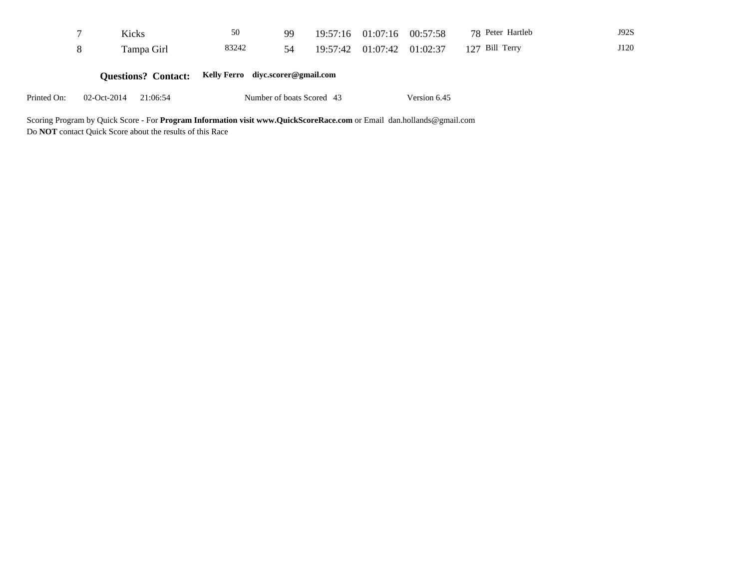| | | | | | | | | | |
|---|---|---|---|---|---|---|---|---|---|
| 7 | Kicks | 50 | 99 | 19:57:16 | 01:07:16 | 00:57:58 | 78 | Peter Hartleb | J92S |
| 8 | Tampa Girl | 83242 | 54 | 19:57:42 | 01:07:42 | 01:02:37 | 127 | Bill Terry | J120 |

**Questions? Contact:** **Kelly Ferro diyc.scorer@gmail.com**

Printed On: 02-Oct-2014 21:06:54 Number of boats Scored 43 Version 6.45

Scoring Program by Quick Score - For **Program Information visit www.QuickScoreRace.com** or Email dan.hollands@gmail.com
Do **NOT** contact Quick Score about the results of this Race